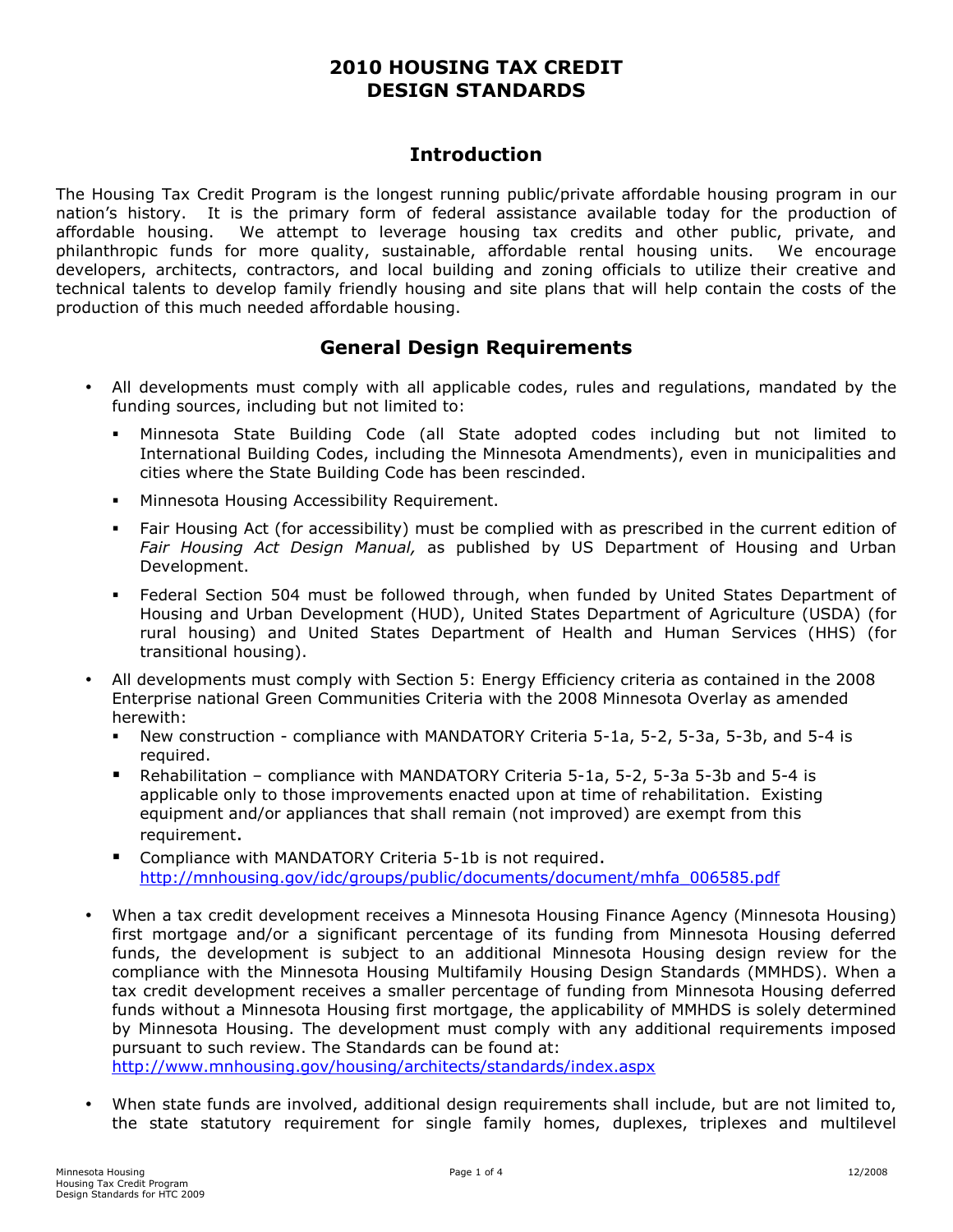# 2010 HOUSING TAX CREDIT DESIGN STANDARDS

## Introduction

The Housing Tax Credit Program is the longest running public/private affordable housing program in our nation's history. It is the primary form of federal assistance available today for the production of affordable housing. We attempt to leverage housing tax credits and other public, private, and philanthropic funds for more quality, sustainable, affordable rental housing units. We encourage developers, architects, contractors, and local building and zoning officials to utilize their creative and technical talents to develop family friendly housing and site plans that will help contain the costs of the production of this much needed affordable housing.

## General Design Requirements

- All developments must comply with all applicable codes, rules and regulations, mandated by the funding sources, including but not limited to:
  - Minnesota State Building Code (all State adopted codes including but not limited to International Building Codes, including the Minnesota Amendments), even in municipalities and cities where the State Building Code has been rescinded.
  - Minnesota Housing Accessibility Requirement.
  - Fair Housing Act (for accessibility) must be complied with as prescribed in the current edition of *Fair Housing Act Design Manual,* as published by US Department of Housing and Urban Development.
  - Federal Section 504 must be followed through, when funded by United States Department of Housing and Urban Development (HUD), United States Department of Agriculture (USDA) (for rural housing) and United States Department of Health and Human Services (HHS) (for transitional housing).
- All developments must comply with Section 5: Energy Efficiency criteria as contained in the 2008 Enterprise national Green Communities Criteria with the 2008 Minnesota Overlay as amended herewith:
  - New construction - compliance with MANDATORY Criteria 5-1a, 5-2, 5-3a, 5-3b, and 5-4 is required.
  - Rehabilitation – compliance with MANDATORY Criteria 5-1a, 5-2, 5-3a 5-3b and 5-4 is applicable only to those improvements enacted upon at time of rehabilitation. Existing equipment and/or appliances that shall remain (not improved) are exempt from this requirement.
  - Compliance with MANDATORY Criteria 5-1b is not required. http://mnhousing.gov/idc/groups/public/documents/document/mhfa_006585.pdf
- When a tax credit development receives a Minnesota Housing Finance Agency (Minnesota Housing) first mortgage and/or a significant percentage of its funding from Minnesota Housing deferred funds, the development is subject to an additional Minnesota Housing design review for the compliance with the Minnesota Housing Multifamily Housing Design Standards (MMHDS). When a tax credit development receives a smaller percentage of funding from Minnesota Housing deferred funds without a Minnesota Housing first mortgage, the applicability of MMHDS is solely determined by Minnesota Housing. The development must comply with any additional requirements imposed pursuant to such review. The Standards can be found at: http://www.mnhousing.gov/housing/architects/standards/index.aspx
- When state funds are involved, additional design requirements shall include, but are not limited to, the state statutory requirement for single family homes, duplexes, triplexes and multilevel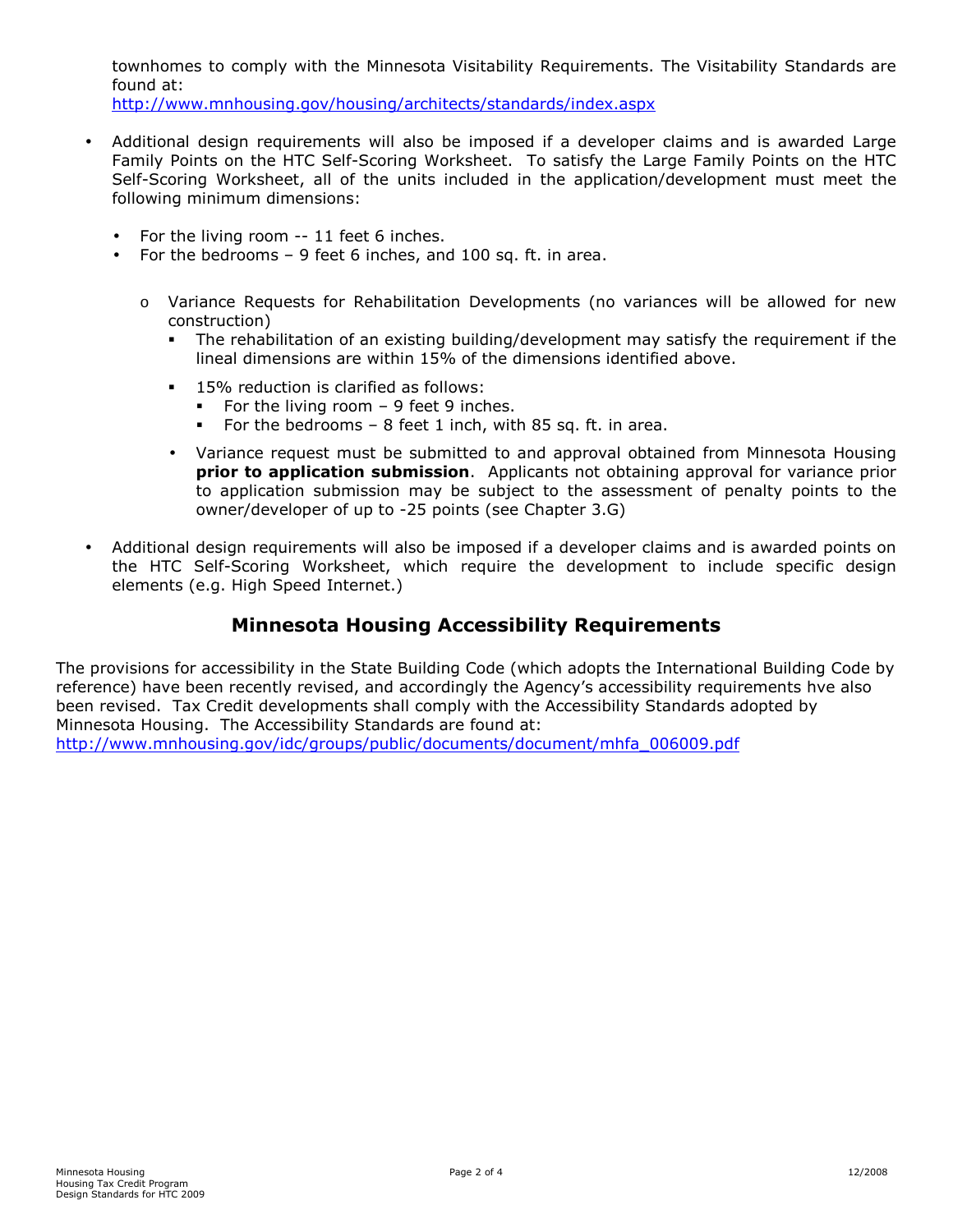townhomes to comply with the Minnesota Visitability Requirements. The Visitability Standards are found at:
http://www.mnhousing.gov/housing/architects/standards/index.aspx

- Additional design requirements will also be imposed if a developer claims and is awarded Large Family Points on the HTC Self-Scoring Worksheet. To satisfy the Large Family Points on the HTC Self-Scoring Worksheet, all of the units included in the application/development must meet the following minimum dimensions:
  - For the living room -- 11 feet 6 inches.
  - For the bedrooms – 9 feet 6 inches, and 100 sq. ft. in area.
    - Variance Requests for Rehabilitation Developments (no variances will be allowed for new construction)
      - The rehabilitation of an existing building/development may satisfy the requirement if the lineal dimensions are within 15% of the dimensions identified above.
      - 15% reduction is clarified as follows:
        - For the living room – 9 feet 9 inches.
        - For the bedrooms – 8 feet 1 inch, with 85 sq. ft. in area.
      - Variance request must be submitted to and approval obtained from Minnesota Housing **prior to application submission**. Applicants not obtaining approval for variance prior to application submission may be subject to the assessment of penalty points to the owner/developer of up to -25 points (see Chapter 3.G)
- Additional design requirements will also be imposed if a developer claims and is awarded points on the HTC Self-Scoring Worksheet, which require the development to include specific design elements (e.g. High Speed Internet.)

## Minnesota Housing Accessibility Requirements

The provisions for accessibility in the State Building Code (which adopts the International Building Code by reference) have been recently revised, and accordingly the Agency's accessibility requirements hve also been revised. Tax Credit developments shall comply with the Accessibility Standards adopted by Minnesota Housing. The Accessibility Standards are found at:
http://www.mnhousing.gov/idc/groups/public/documents/document/mhfa_006009.pdf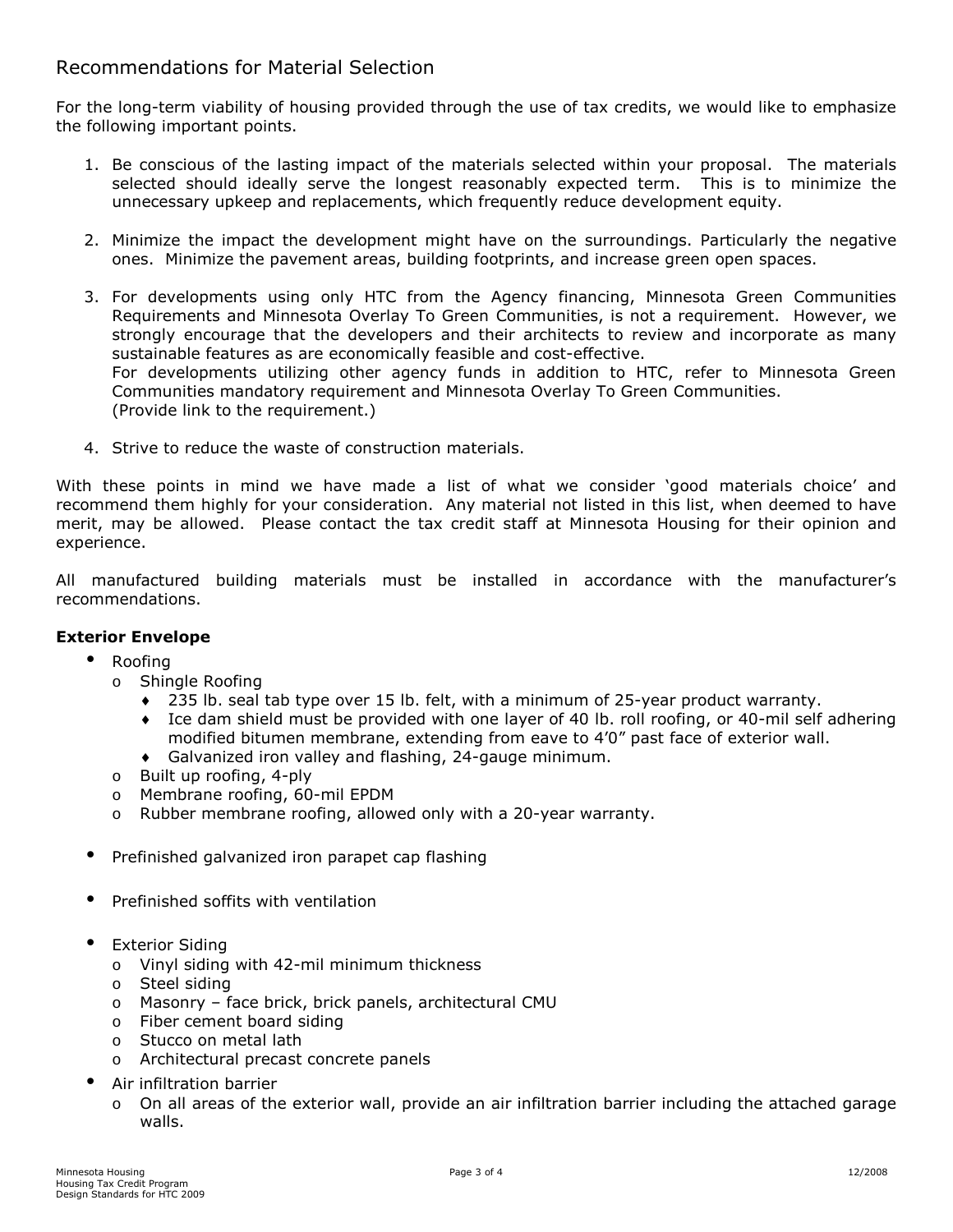## Recommendations for Material Selection

For the long-term viability of housing provided through the use of tax credits, we would like to emphasize the following important points.

1. Be conscious of the lasting impact of the materials selected within your proposal. The materials selected should ideally serve the longest reasonably expected term. This is to minimize the unnecessary upkeep and replacements, which frequently reduce development equity.

2. Minimize the impact the development might have on the surroundings. Particularly the negative ones. Minimize the pavement areas, building footprints, and increase green open spaces.

3. For developments using only HTC from the Agency financing, Minnesota Green Communities Requirements and Minnesota Overlay To Green Communities, is not a requirement. However, we strongly encourage that the developers and their architects to review and incorporate as many sustainable features as are economically feasible and cost-effective.
   For developments utilizing other agency funds in addition to HTC, refer to Minnesota Green Communities mandatory requirement and Minnesota Overlay To Green Communities.
   (Provide link to the requirement.)

4. Strive to reduce the waste of construction materials.

With these points in mind we have made a list of what we consider 'good materials choice' and recommend them highly for your consideration. Any material not listed in this list, when deemed to have merit, may be allowed. Please contact the tax credit staff at Minnesota Housing for their opinion and experience.

All manufactured building materials must be installed in accordance with the manufacturer's recommendations.

**Exterior Envelope**

- Roofing
  - Shingle Roofing
    - 235 lb. seal tab type over 15 lb. felt, with a minimum of 25-year product warranty.
    - Ice dam shield must be provided with one layer of 40 lb. roll roofing, or 40-mil self adhering modified bitumen membrane, extending from eave to 4'0" past face of exterior wall.
    - Galvanized iron valley and flashing, 24-gauge minimum.
  - Built up roofing, 4-ply
  - Membrane roofing, 60-mil EPDM
  - Rubber membrane roofing, allowed only with a 20-year warranty.

- Prefinished galvanized iron parapet cap flashing

- Prefinished soffits with ventilation

- Exterior Siding
  - Vinyl siding with 42-mil minimum thickness
  - Steel siding
  - Masonry – face brick, brick panels, architectural CMU
  - Fiber cement board siding
  - Stucco on metal lath
  - Architectural precast concrete panels
- Air infiltration barrier
  - On all areas of the exterior wall, provide an air infiltration barrier including the attached garage walls.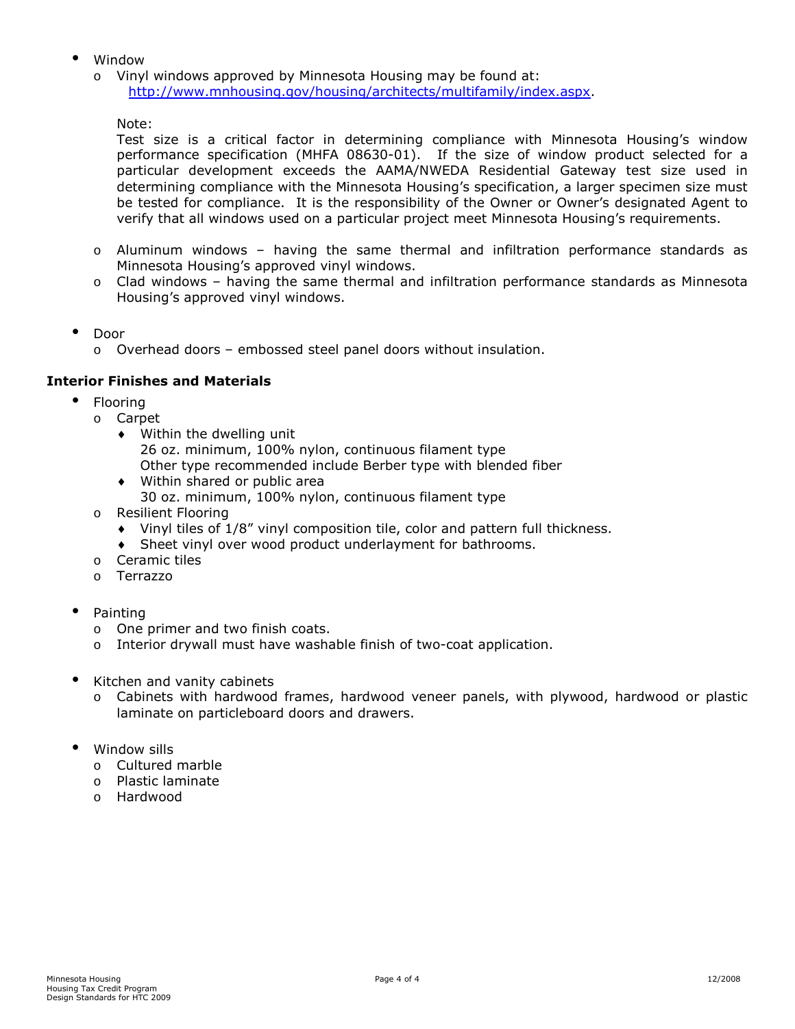- Window
  - Vinyl windows approved by Minnesota Housing may be found at: http://www.mnhousing.gov/housing/architects/multifamily/index.aspx.

    Note:
    Test size is a critical factor in determining compliance with Minnesota Housing's window performance specification (MHFA 08630-01). If the size of window product selected for a particular development exceeds the AAMA/NWEDA Residential Gateway test size used in determining compliance with the Minnesota Housing's specification, a larger specimen size must be tested for compliance. It is the responsibility of the Owner or Owner's designated Agent to verify that all windows used on a particular project meet Minnesota Housing's requirements.

  - Aluminum windows – having the same thermal and infiltration performance standards as Minnesota Housing's approved vinyl windows.
  - Clad windows – having the same thermal and infiltration performance standards as Minnesota Housing's approved vinyl windows.

- Door
  - Overhead doors – embossed steel panel doors without insulation.

**Interior Finishes and Materials**

- Flooring
  - Carpet
    - Within the dwelling unit
      26 oz. minimum, 100% nylon, continuous filament type
      Other type recommended include Berber type with blended fiber
    - Within shared or public area
      30 oz. minimum, 100% nylon, continuous filament type
  - Resilient Flooring
    - Vinyl tiles of 1/8" vinyl composition tile, color and pattern full thickness.
    - Sheet vinyl over wood product underlayment for bathrooms.
  - Ceramic tiles
  - Terrazzo

- Painting
  - One primer and two finish coats.
  - Interior drywall must have washable finish of two-coat application.

- Kitchen and vanity cabinets
  - Cabinets with hardwood frames, hardwood veneer panels, with plywood, hardwood or plastic laminate on particleboard doors and drawers.

- Window sills
  - Cultured marble
  - Plastic laminate
  - Hardwood